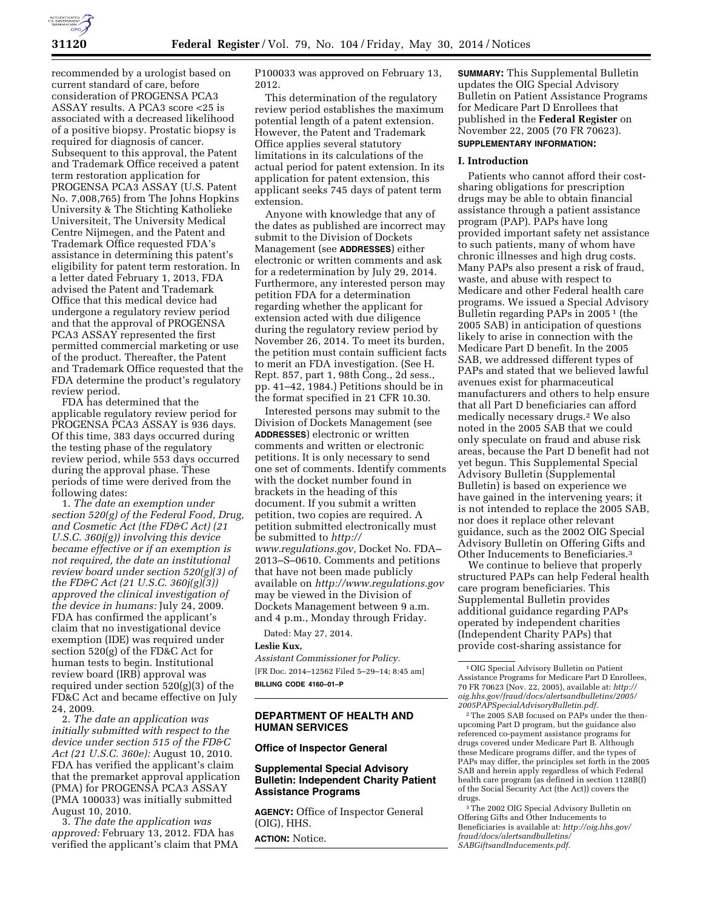recommended by a urologist based on current standard of care, before consideration of PROGENSA PCA3 ASSAY results. A PCA3 score <25 is associated with a decreased likelihood of a positive biopsy. Prostatic biopsy is required for diagnosis of cancer. Subsequent to this approval, the Patent and Trademark Office received a patent term restoration application for PROGENSA PCA3 ASSAY (U.S. Patent No. 7,008,765) from The Johns Hopkins University & The Stichting Katholieke Universiteit, The University Medical Centre Nijmegen, and the Patent and Trademark Office requested FDA's assistance in determining this patent's eligibility for patent term restoration. In a letter dated February 1, 2013, FDA advised the Patent and Trademark Office that this medical device had undergone a regulatory review period and that the approval of PROGENSA PCA3 ASSAY represented the first permitted commercial marketing or use of the product. Thereafter, the Patent and Trademark Office requested that the FDA determine the product's regulatory review period.

FDA has determined that the applicable regulatory review period for PROGENSA PCA3 ASSAY is 936 days. Of this time, 383 days occurred during the testing phase of the regulatory review period, while 553 days occurred during the approval phase. These periods of time were derived from the following dates:

1. *The date an exemption under section 520(g) of the Federal Food, Drug, and Cosmetic Act (the FD&C Act) (21 U.S.C. 360j(g)) involving this device became effective or if an exemption is not required, the date an institutional review board under section 520(g)(3) of the FD&C Act (21 U.S.C. 360j(g)(3)) approved the clinical investigation of the device in humans:* July 24, 2009. FDA has confirmed the applicant's claim that no investigational device exemption (IDE) was required under section 520(g) of the FD&C Act for human tests to begin. Institutional review board (IRB) approval was required under section 520(g)(3) of the FD&C Act and became effective on July 24, 2009.

2. *The date an application was initially submitted with respect to the device under section 515 of the FD&C Act (21 U.S.C. 360e):* August 10, 2010. FDA has verified the applicant's claim that the premarket approval application (PMA) for PROGENSA PCA3 ASSAY (PMA 100033) was initially submitted August 10, 2010.

3. *The date the application was approved:* February 13, 2012. FDA has verified the applicant's claim that PMA P100033 was approved on February 13, 2012.

This determination of the regulatory review period establishes the maximum potential length of a patent extension. However, the Patent and Trademark Office applies several statutory limitations in its calculations of the actual period for patent extension. In its application for patent extension, this applicant seeks 745 days of patent term extension.

Anyone with knowledge that any of the dates as published are incorrect may submit to the Division of Dockets Management (see **ADDRESSES**) either electronic or written comments and ask for a redetermination by July 29, 2014. Furthermore, any interested person may petition FDA for a determination regarding whether the applicant for extension acted with due diligence during the regulatory review period by November 26, 2014. To meet its burden, the petition must contain sufficient facts to merit an FDA investigation. (See H. Rept. 857, part 1, 98th Cong., 2d sess., pp. 41–42, 1984.) Petitions should be in the format specified in 21 CFR 10.30.

Interested persons may submit to the Division of Dockets Management (see **ADDRESSES**) electronic or written comments and written or electronic petitions. It is only necessary to send one set of comments. Identify comments with the docket number found in brackets in the heading of this document. If you submit a written petition, two copies are required. A petition submitted electronically must be submitted to *http://www.regulations.gov,* Docket No. FDA–2013–S–0610. Comments and petitions that have not been made publicly available on *http://www.regulations.gov* may be viewed in the Division of Dockets Management between 9 a.m. and 4 p.m., Monday through Friday.

Dated: May 27, 2014.

**Leslie Kux,**

*Assistant Commissioner for Policy.*

[FR Doc. 2014–12562 Filed 5–29–14; 8:45 am]

**BILLING CODE 4160–01–P**

## DEPARTMENT OF HEALTH AND HUMAN SERVICES

### Office of Inspector General

### Supplemental Special Advisory Bulletin: Independent Charity Patient Assistance Programs

**AGENCY:** Office of Inspector General (OIG), HHS.

**ACTION:** Notice.

**SUMMARY:** This Supplemental Bulletin updates the OIG Special Advisory Bulletin on Patient Assistance Programs for Medicare Part D Enrollees that published in the **Federal Register** on November 22, 2005 (70 FR 70623).

**SUPPLEMENTARY INFORMATION:**

#### I. Introduction

Patients who cannot afford their cost-sharing obligations for prescription drugs may be able to obtain financial assistance through a patient assistance program (PAP). PAPs have long provided important safety net assistance to such patients, many of whom have chronic illnesses and high drug costs. Many PAPs also present a risk of fraud, waste, and abuse with respect to Medicare and other Federal health care programs. We issued a Special Advisory Bulletin regarding PAPs in 2005 [1] (the 2005 SAB) in anticipation of questions likely to arise in connection with the Medicare Part D benefit. In the 2005 SAB, we addressed different types of PAPs and stated that we believed lawful avenues exist for pharmaceutical manufacturers and others to help ensure that all Part D beneficiaries can afford medically necessary drugs.[2] We also noted in the 2005 SAB that we could only speculate on fraud and abuse risk areas, because the Part D benefit had not yet begun. This Supplemental Special Advisory Bulletin (Supplemental Bulletin) is based on experience we have gained in the intervening years; it is not intended to replace the 2005 SAB, nor does it replace other relevant guidance, such as the 2002 OIG Special Advisory Bulletin on Offering Gifts and Other Inducements to Beneficiaries.[3]

We continue to believe that properly structured PAPs can help Federal health care program beneficiaries. This Supplemental Bulletin provides additional guidance regarding PAPs operated by independent charities (Independent Charity PAPs) that provide cost-sharing assistance for

---

[1] OIG Special Advisory Bulletin on Patient Assistance Programs for Medicare Part D Enrollees, 70 FR 70623 (Nov. 22, 2005), available at: *http://oig.hhs.gov/fraud/docs/alertsandbulletins/2005/2005PAPSpecialAdvisoryBulletin.pdf.*

[2] The 2005 SAB focused on PAPs under the then-upcoming Part D program, but the guidance also referenced co-payment assistance programs for drugs covered under Medicare Part B. Although these Medicare programs differ, and the types of PAPs may differ, the principles set forth in the 2005 SAB and herein apply regardless of which Federal health care program (as defined in section 1128B(f) of the Social Security Act (the Act)) covers the drugs.

[3] The 2002 OIG Special Advisory Bulletin on Offering Gifts and Other Inducements to Beneficiaries is available at: *http://oig.hhs.gov/fraud/docs/alertsandbulletins/SABGiftsandInducements.pdf.*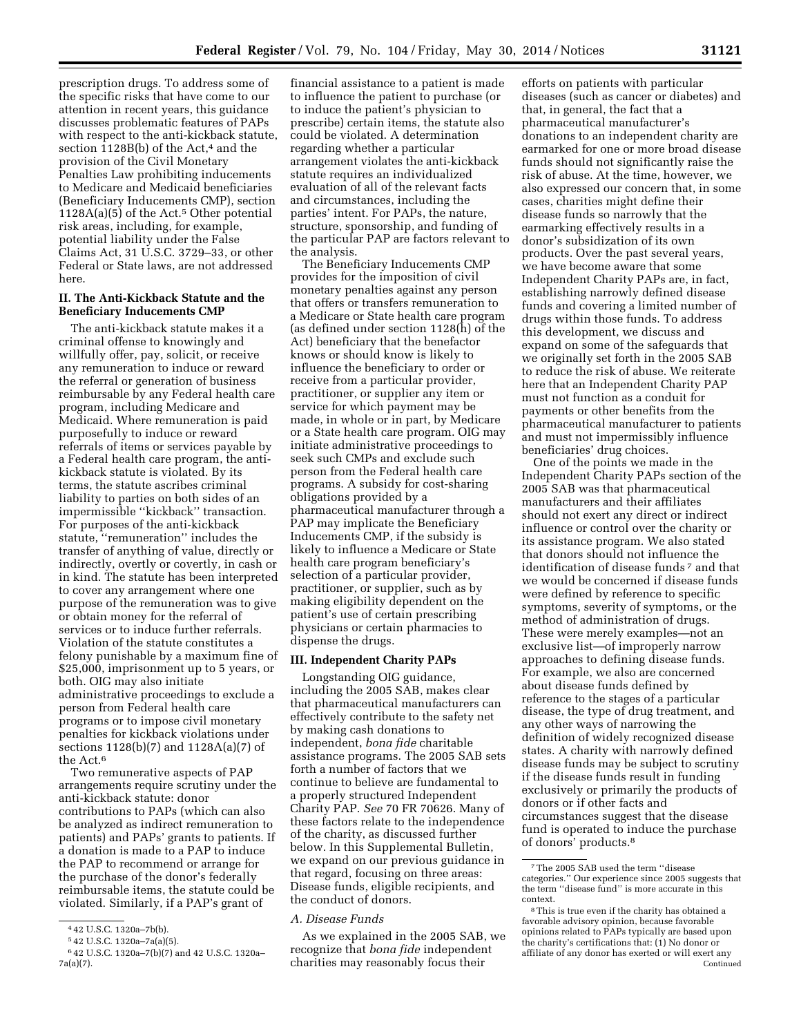prescription drugs. To address some of the specific risks that have come to our attention in recent years, this guidance discusses problematic features of PAPs with respect to the anti-kickback statute, section 1128B(b) of the Act,[4] and the provision of the Civil Monetary Penalties Law prohibiting inducements to Medicare and Medicaid beneficiaries (Beneficiary Inducements CMP), section 1128A(a)(5) of the Act.[5] Other potential risk areas, including, for example, potential liability under the False Claims Act, 31 U.S.C. 3729–33, or other Federal or State laws, are not addressed here.

## II. The Anti-Kickback Statute and the Beneficiary Inducements CMP

The anti-kickback statute makes it a criminal offense to knowingly and willfully offer, pay, solicit, or receive any remuneration to induce or reward the referral or generation of business reimbursable by any Federal health care program, including Medicare and Medicaid. Where remuneration is paid purposefully to induce or reward referrals of items or services payable by a Federal health care program, the anti-kickback statute is violated. By its terms, the statute ascribes criminal liability to parties on both sides of an impermissible ''kickback'' transaction. For purposes of the anti-kickback statute, ''remuneration'' includes the transfer of anything of value, directly or indirectly, overtly or covertly, in cash or in kind. The statute has been interpreted to cover any arrangement where one purpose of the remuneration was to give or obtain money for the referral of services or to induce further referrals. Violation of the statute constitutes a felony punishable by a maximum fine of $25,000, imprisonment up to 5 years, or both. OIG may also initiate administrative proceedings to exclude a person from Federal health care programs or to impose civil monetary penalties for kickback violations under sections 1128(b)(7) and 1128A(a)(7) of the Act.[6]

Two remunerative aspects of PAP arrangements require scrutiny under the anti-kickback statute: donor contributions to PAPs (which can also be analyzed as indirect remuneration to patients) and PAPs' grants to patients. If a donation is made to a PAP to induce the PAP to recommend or arrange for the purchase of the donor's federally reimbursable items, the statute could be violated. Similarly, if a PAP's grant of financial assistance to a patient is made to influence the patient to purchase (or to induce the patient's physician to prescribe) certain items, the statute also could be violated. A determination regarding whether a particular arrangement violates the anti-kickback statute requires an individualized evaluation of all of the relevant facts and circumstances, including the parties' intent. For PAPs, the nature, structure, sponsorship, and funding of the particular PAP are factors relevant to the analysis.

The Beneficiary Inducements CMP provides for the imposition of civil monetary penalties against any person that offers or transfers remuneration to a Medicare or State health care program (as defined under section 1128(h) of the Act) beneficiary that the benefactor knows or should know is likely to influence the beneficiary to order or receive from a particular provider, practitioner, or supplier any item or service for which payment may be made, in whole or in part, by Medicare or a State health care program. OIG may initiate administrative proceedings to seek such CMPs and exclude such person from the Federal health care programs. A subsidy for cost-sharing obligations provided by a pharmaceutical manufacturer through a PAP may implicate the Beneficiary Inducements CMP, if the subsidy is likely to influence a Medicare or State health care program beneficiary's selection of a particular provider, practitioner, or supplier, such as by making eligibility dependent on the patient's use of certain prescribing physicians or certain pharmacies to dispense the drugs.

## III. Independent Charity PAPs

Longstanding OIG guidance, including the 2005 SAB, makes clear that pharmaceutical manufacturers can effectively contribute to the safety net by making cash donations to independent, *bona fide* charitable assistance programs. The 2005 SAB sets forth a number of factors that we continue to believe are fundamental to a properly structured Independent Charity PAP. *See* 70 FR 70626. Many of these factors relate to the independence of the charity, as discussed further below. In this Supplemental Bulletin, we expand on our previous guidance in that regard, focusing on three areas: Disease funds, eligible recipients, and the conduct of donors.

### A. Disease Funds

As we explained in the 2005 SAB, we recognize that *bona fide* independent charities may reasonably focus their efforts on patients with particular diseases (such as cancer or diabetes) and that, in general, the fact that a pharmaceutical manufacturer's donations to an independent charity are earmarked for one or more broad disease funds should not significantly raise the risk of abuse. At the time, however, we also expressed our concern that, in some cases, charities might define their disease funds so narrowly that the earmarking effectively results in a donor's subsidization of its own products. Over the past several years, we have become aware that some Independent Charity PAPs are, in fact, establishing narrowly defined disease funds and covering a limited number of drugs within those funds. To address this development, we discuss and expand on some of the safeguards that we originally set forth in the 2005 SAB to reduce the risk of abuse. We reiterate here that an Independent Charity PAP must not function as a conduit for payments or other benefits from the pharmaceutical manufacturer to patients and must not impermissibly influence beneficiaries' drug choices.

One of the points we made in the Independent Charity PAPs section of the 2005 SAB was that pharmaceutical manufacturers and their affiliates should not exert any direct or indirect influence or control over the charity or its assistance program. We also stated that donors should not influence the identification of disease funds[7] and that we would be concerned if disease funds were defined by reference to specific symptoms, severity of symptoms, or the method of administration of drugs. These were merely examples—not an exclusive list—of improperly narrow approaches to defining disease funds. For example, we also are concerned about disease funds defined by reference to the stages of a particular disease, the type of drug treatment, and any other ways of narrowing the definition of widely recognized disease states. A charity with narrowly defined disease funds may be subject to scrutiny if the disease funds result in funding exclusively or primarily the products of donors or if other facts and circumstances suggest that the disease fund is operated to induce the purchase of donors' products.[8]

---

[4] 42 U.S.C. 1320a–7b(b).

[5] 42 U.S.C. 1320a–7a(a)(5).

[6] 42 U.S.C. 1320a–7(b)(7) and 42 U.S.C. 1320a–7a(a)(7).

[7] The 2005 SAB used the term ''disease categories.'' Our experience since 2005 suggests that the term ''disease fund'' is more accurate in this context.

[8] This is true even if the charity has obtained a favorable advisory opinion, because favorable opinions related to PAPs typically are based upon the charity's certifications that: (1) No donor or affiliate of any donor has exerted or will exert any

Continued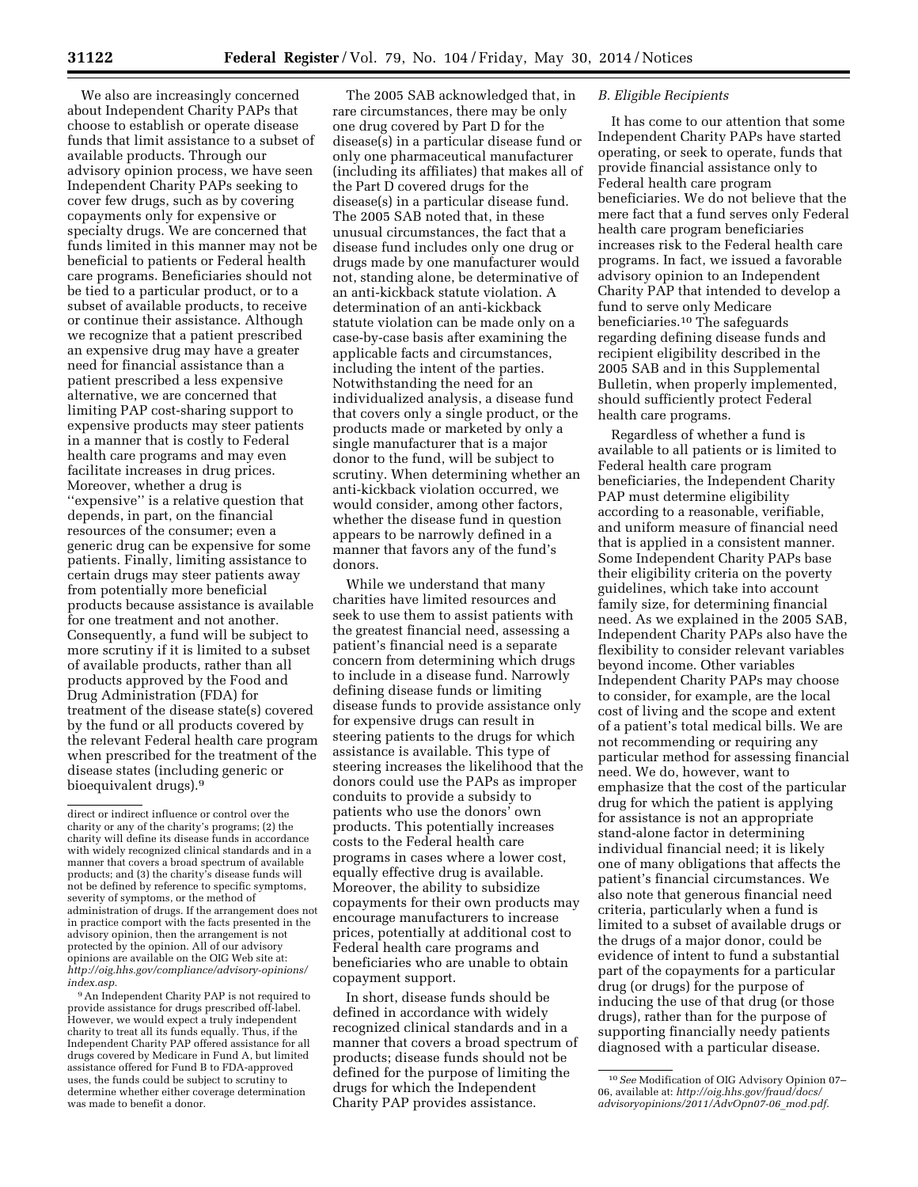We also are increasingly concerned about Independent Charity PAPs that choose to establish or operate disease funds that limit assistance to a subset of available products. Through our advisory opinion process, we have seen Independent Charity PAPs seeking to cover few drugs, such as by covering copayments only for expensive or specialty drugs. We are concerned that funds limited in this manner may not be beneficial to patients or Federal health care programs. Beneficiaries should not be tied to a particular product, or to a subset of available products, to receive or continue their assistance. Although we recognize that a patient prescribed an expensive drug may have a greater need for financial assistance than a patient prescribed a less expensive alternative, we are concerned that limiting PAP cost-sharing support to expensive products may steer patients in a manner that is costly to Federal health care programs and may even facilitate increases in drug prices. Moreover, whether a drug is ''expensive'' is a relative question that depends, in part, on the financial resources of the consumer; even a generic drug can be expensive for some patients. Finally, limiting assistance to certain drugs may steer patients away from potentially more beneficial products because assistance is available for one treatment and not another. Consequently, a fund will be subject to more scrutiny if it is limited to a subset of available products, rather than all products approved by the Food and Drug Administration (FDA) for treatment of the disease state(s) covered by the fund or all products covered by the relevant Federal health care program when prescribed for the treatment of the disease states (including generic or bioequivalent drugs).[9]

The 2005 SAB acknowledged that, in rare circumstances, there may be only one drug covered by Part D for the disease(s) in a particular disease fund or only one pharmaceutical manufacturer (including its affiliates) that makes all of the Part D covered drugs for the disease(s) in a particular disease fund. The 2005 SAB noted that, in these unusual circumstances, the fact that a disease fund includes only one drug or drugs made by one manufacturer would not, standing alone, be determinative of an anti-kickback statute violation. A determination of an anti-kickback statute violation can be made only on a case-by-case basis after examining the applicable facts and circumstances, including the intent of the parties. Notwithstanding the need for an individualized analysis, a disease fund that covers only a single product, or the products made or marketed by only a single manufacturer that is a major donor to the fund, will be subject to scrutiny. When determining whether an anti-kickback violation occurred, we would consider, among other factors, whether the disease fund in question appears to be narrowly defined in a manner that favors any of the fund's donors.

While we understand that many charities have limited resources and seek to use them to assist patients with the greatest financial need, assessing a patient's financial need is a separate concern from determining which drugs to include in a disease fund. Narrowly defining disease funds or limiting disease funds to provide assistance only for expensive drugs can result in steering patients to the drugs for which assistance is available. This type of steering increases the likelihood that the donors could use the PAPs as improper conduits to provide a subsidy to patients who use the donors' own products. This potentially increases costs to the Federal health care programs in cases where a lower cost, equally effective drug is available. Moreover, the ability to subsidize copayments for their own products may encourage manufacturers to increase prices, potentially at additional cost to Federal health care programs and beneficiaries who are unable to obtain copayment support.

In short, disease funds should be defined in accordance with widely recognized clinical standards and in a manner that covers a broad spectrum of products; disease funds should not be defined for the purpose of limiting the drugs for which the Independent Charity PAP provides assistance.

### *B. Eligible Recipients*

It has come to our attention that some Independent Charity PAPs have started operating, or seek to operate, funds that provide financial assistance only to Federal health care program beneficiaries. We do not believe that the mere fact that a fund serves only Federal health care program beneficiaries increases risk to the Federal health care programs. In fact, we issued a favorable advisory opinion to an Independent Charity PAP that intended to develop a fund to serve only Medicare beneficiaries.[10] The safeguards regarding defining disease funds and recipient eligibility described in the 2005 SAB and in this Supplemental Bulletin, when properly implemented, should sufficiently protect Federal health care programs.

Regardless of whether a fund is available to all patients or is limited to Federal health care program beneficiaries, the Independent Charity PAP must determine eligibility according to a reasonable, verifiable, and uniform measure of financial need that is applied in a consistent manner. Some Independent Charity PAPs base their eligibility criteria on the poverty guidelines, which take into account family size, for determining financial need. As we explained in the 2005 SAB, Independent Charity PAPs also have the flexibility to consider relevant variables beyond income. Other variables Independent Charity PAPs may choose to consider, for example, are the local cost of living and the scope and extent of a patient's total medical bills. We are not recommending or requiring any particular method for assessing financial need. We do, however, want to emphasize that the cost of the particular drug for which the patient is applying for assistance is not an appropriate stand-alone factor in determining individual financial need; it is likely one of many obligations that affects the patient's financial circumstances. We also note that generous financial need criteria, particularly when a fund is limited to a subset of available drugs or the drugs of a major donor, could be evidence of intent to fund a substantial part of the copayments for a particular drug (or drugs) for the purpose of inducing the use of that drug (or those drugs), rather than for the purpose of supporting financially needy patients diagnosed with a particular disease.

---

direct or indirect influence or control over the charity or any of the charity's programs; (2) the charity will define its disease funds in accordance with widely recognized clinical standards and in a manner that covers a broad spectrum of available products; and (3) the charity's disease funds will not be defined by reference to specific symptoms, severity of symptoms, or the method of administration of drugs. If the arrangement does not in practice comport with the facts presented in the advisory opinion, then the arrangement is not protected by the opinion. All of our advisory opinions are available on the OIG Web site at: *http://oig.hhs.gov/compliance/advisory-opinions/index.asp*.

[9] An Independent Charity PAP is not required to provide assistance for drugs prescribed off-label. However, we would expect a truly independent charity to treat all its funds equally. Thus, if the Independent Charity PAP offered assistance for all drugs covered by Medicare in Fund A, but limited assistance offered for Fund B to FDA-approved uses, the funds could be subject to scrutiny to determine whether either coverage determination was made to benefit a donor.

[10] *See* Modification of OIG Advisory Opinion 07–06, available at: *http://oig.hhs.gov/fraud/docs/advisoryopinions/2011/AdvOpn07-06_mod.pdf*.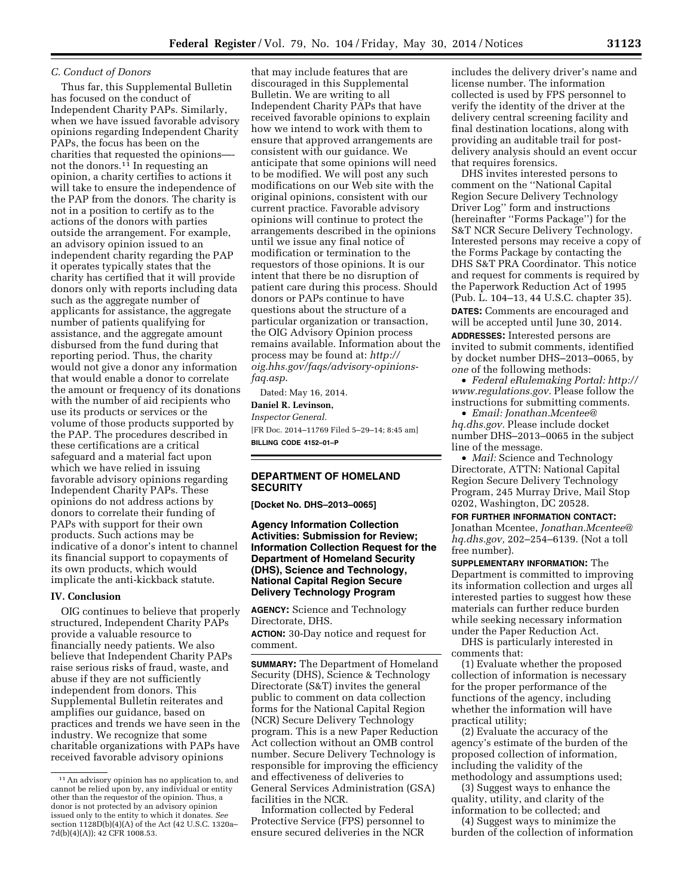### C. Conduct of Donors

Thus far, this Supplemental Bulletin has focused on the conduct of Independent Charity PAPs. Similarly, when we have issued favorable advisory opinions regarding Independent Charity PAPs, the focus has been on the charities that requested the opinions—not the donors.[11] In requesting an opinion, a charity certifies to actions it will take to ensure the independence of the PAP from the donors. The charity is not in a position to certify as to the actions of the donors with parties outside the arrangement. For example, an advisory opinion issued to an independent charity regarding the PAP it operates typically states that the charity has certified that it will provide donors only with reports including data such as the aggregate number of applicants for assistance, the aggregate number of patients qualifying for assistance, and the aggregate amount disbursed from the fund during that reporting period. Thus, the charity would not give a donor any information that would enable a donor to correlate the amount or frequency of its donations with the number of aid recipients who use its products or services or the volume of those products supported by the PAP. The procedures described in these certifications are a critical safeguard and a material fact upon which we have relied in issuing favorable advisory opinions regarding Independent Charity PAPs. These opinions do not address actions by donors to correlate their funding of PAPs with support for their own products. Such actions may be indicative of a donor's intent to channel its financial support to copayments of its own products, which would implicate the anti-kickback statute.

## IV. Conclusion

OIG continues to believe that properly structured, Independent Charity PAPs provide a valuable resource to financially needy patients. We also believe that Independent Charity PAPs raise serious risks of fraud, waste, and abuse if they are not sufficiently independent from donors. This Supplemental Bulletin reiterates and amplifies our guidance, based on practices and trends we have seen in the industry. We recognize that some charitable organizations with PAPs have received favorable advisory opinions that may include features that are discouraged in this Supplemental Bulletin. We are writing to all Independent Charity PAPs that have received favorable opinions to explain how we intend to work with them to ensure that approved arrangements are consistent with our guidance. We anticipate that some opinions will need to be modified. We will post any such modifications on our Web site with the original opinions, consistent with our current practice. Favorable advisory opinions will continue to protect the arrangements described in the opinions until we issue any final notice of modification or termination to the requestors of those opinions. It is our intent that there be no disruption of patient care during this process. Should donors or PAPs continue to have questions about the structure of a particular organization or transaction, the OIG Advisory Opinion process remains available. Information about the process may be found at: *http://oig.hhs.gov/faqs/advisory-opinions-faq.asp.*

Dated: May 16, 2014.

**Daniel R. Levinson,**

*Inspector General.*

[FR Doc. 2014–11769 Filed 5–29–14; 8:45 am]

**BILLING CODE 4152–01–P**

[11] An advisory opinion has no application to, and cannot be relied upon by, any individual or entity other than the requestor of the opinion. Thus, a donor is not protected by an advisory opinion issued only to the entity to which it donates. *See* section 1128D(b)(4)(A) of the Act (42 U.S.C. 1320a–7d(b)(4)(A)); 42 CFR 1008.53.

---

## DEPARTMENT OF HOMELAND SECURITY

**[Docket No. DHS–2013–0065]**

### Agency Information Collection Activities: Submission for Review; Information Collection Request for the Department of Homeland Security (DHS), Science and Technology, National Capital Region Secure Delivery Technology Program

**AGENCY:** Science and Technology Directorate, DHS.

**ACTION:** 30-Day notice and request for comment.

**SUMMARY:** The Department of Homeland Security (DHS), Science & Technology Directorate (S&T) invites the general public to comment on data collection forms for the National Capital Region (NCR) Secure Delivery Technology program. This is a new Paper Reduction Act collection without an OMB control number. Secure Delivery Technology is responsible for improving the efficiency and effectiveness of deliveries to General Services Administration (GSA) facilities in the NCR.

Information collected by Federal Protective Service (FPS) personnel to ensure secured deliveries in the NCR includes the delivery driver's name and license number. The information collected is used by FPS personnel to verify the identity of the driver at the delivery central screening facility and final destination locations, along with providing an auditable trail for post-delivery analysis should an event occur that requires forensics.

DHS invites interested persons to comment on the ''National Capital Region Secure Delivery Technology Driver Log'' form and instructions (hereinafter ''Forms Package'') for the S&T NCR Secure Delivery Technology. Interested persons may receive a copy of the Forms Package by contacting the DHS S&T PRA Coordinator. This notice and request for comments is required by the Paperwork Reduction Act of 1995 (Pub. L. 104–13, 44 U.S.C. chapter 35).

**DATES:** Comments are encouraged and will be accepted until June 30, 2014.

**ADDRESSES:** Interested persons are invited to submit comments, identified by docket number DHS–2013–0065, by *one* of the following methods:

- *Federal eRulemaking Portal: http://www.regulations.gov.* Please follow the instructions for submitting comments.
- *Email: Jonathan.Mcentee@hq.dhs.gov.* Please include docket number DHS–2013–0065 in the subject line of the message.
- *Mail:* Science and Technology Directorate, ATTN: National Capital Region Secure Delivery Technology Program, 245 Murray Drive, Mail Stop 0202, Washington, DC 20528.

**FOR FURTHER INFORMATION CONTACT:** Jonathan Mcentee, *Jonathan.Mcentee@hq.dhs.gov,* 202–254–6139. (Not a toll free number).

**SUPPLEMENTARY INFORMATION:** The Department is committed to improving its information collection and urges all interested parties to suggest how these materials can further reduce burden while seeking necessary information under the Paper Reduction Act.

DHS is particularly interested in comments that:

(1) Evaluate whether the proposed collection of information is necessary for the proper performance of the functions of the agency, including whether the information will have practical utility;

(2) Evaluate the accuracy of the agency's estimate of the burden of the proposed collection of information, including the validity of the methodology and assumptions used;

(3) Suggest ways to enhance the quality, utility, and clarity of the information to be collected; and

(4) Suggest ways to minimize the burden of the collection of information